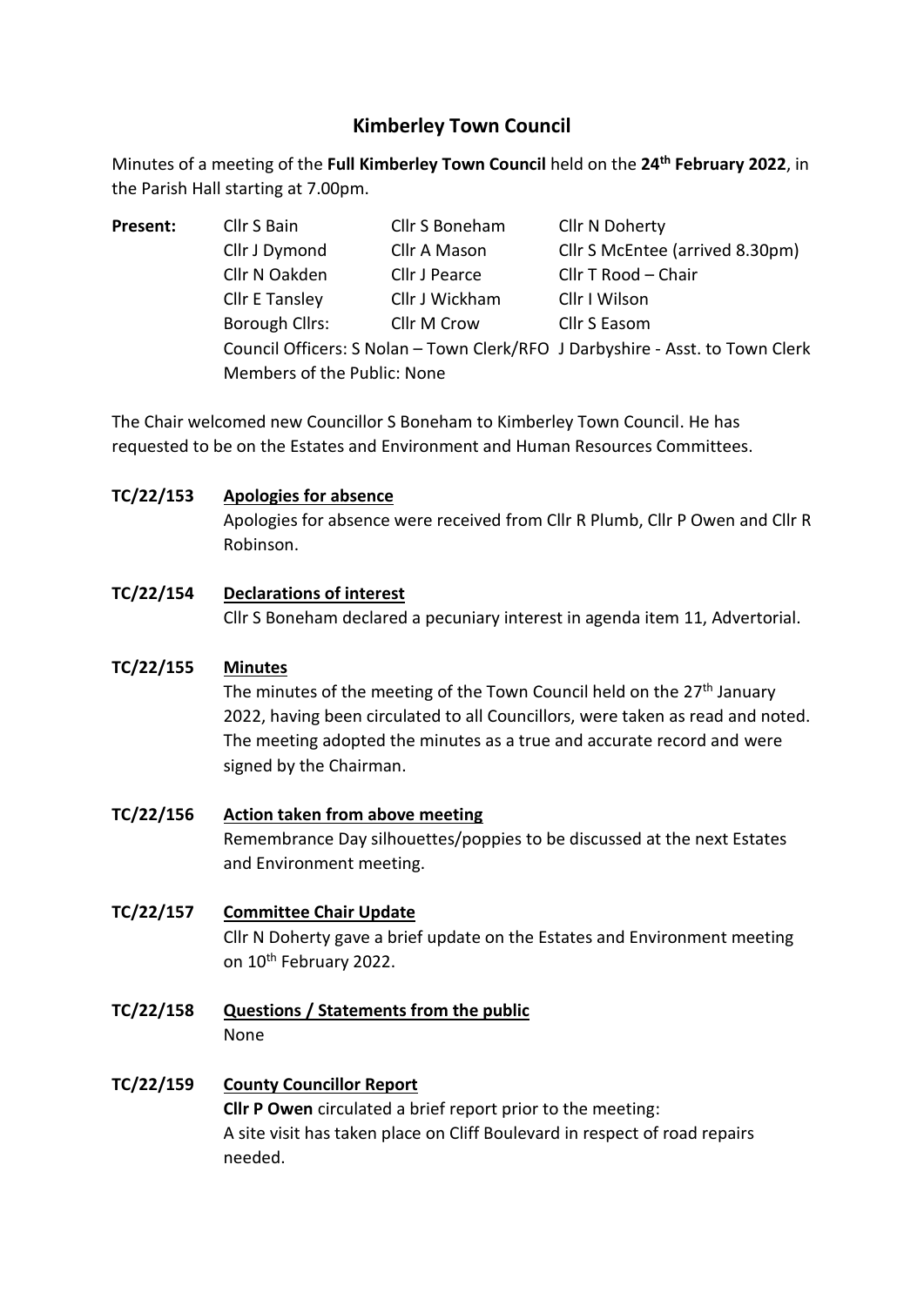# Kimberley Town Council

Minutes of a meeting of the **Full Kimberley Town Council** held on the **24th February 2022**, in the Parish Hall starting at 7.00pm.

| **Present:** | Cllr S Bain | Cllr S Boneham | Cllr N Doherty |
|---|---|---|---|
| | Cllr J Dymond | Cllr A Mason | Cllr S McEntee (arrived 8.30pm) |
| | Cllr N Oakden | Cllr J Pearce | Cllr T Rood – Chair |
| | Cllr E Tansley | Cllr J Wickham | Cllr I Wilson |
| | Borough Cllrs: | Cllr M Crow | Cllr S Easom |

Council Officers: S Nolan – Town Clerk/RFO J Darbyshire - Asst. to Town Clerk

Members of the Public: None

The Chair welcomed new Councillor S Boneham to Kimberley Town Council. He has requested to be on the Estates and Environment and Human Resources Committees.

**TC/22/153 Apologies for absence**

Apologies for absence were received from Cllr R Plumb, Cllr P Owen and Cllr R Robinson.

**TC/22/154 Declarations of interest**

Cllr S Boneham declared a pecuniary interest in agenda item 11, Advertorial.

**TC/22/155 Minutes**

The minutes of the meeting of the Town Council held on the 27th January 2022, having been circulated to all Councillors, were taken as read and noted. The meeting adopted the minutes as a true and accurate record and were signed by the Chairman.

**TC/22/156 Action taken from above meeting**

Remembrance Day silhouettes/poppies to be discussed at the next Estates and Environment meeting.

**TC/22/157 Committee Chair Update**

Cllr N Doherty gave a brief update on the Estates and Environment meeting on 10th February 2022.

**TC/22/158 Questions / Statements from the public**

None

**TC/22/159 County Councillor Report**

**Cllr P Owen** circulated a brief report prior to the meeting:
A site visit has taken place on Cliff Boulevard in respect of road repairs needed.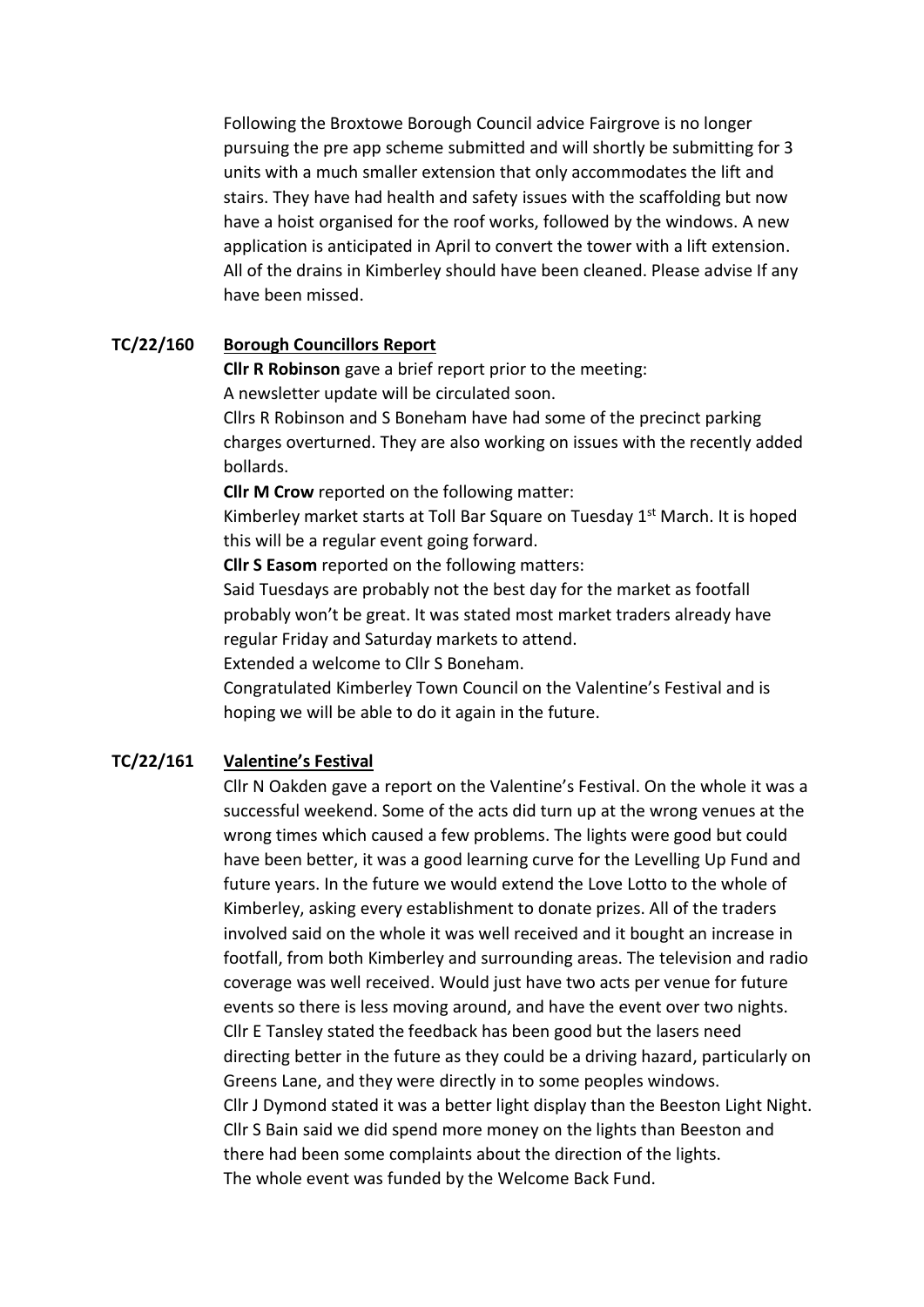Following the Broxtowe Borough Council advice Fairgrove is no longer pursuing the pre app scheme submitted and will shortly be submitting for 3 units with a much smaller extension that only accommodates the lift and stairs. They have had health and safety issues with the scaffolding but now have a hoist organised for the roof works, followed by the windows. A new application is anticipated in April to convert the tower with a lift extension. All of the drains in Kimberley should have been cleaned. Please advise If any have been missed.

**TC/22/160 Borough Councillors Report**

**Cllr R Robinson** gave a brief report prior to the meeting:
A newsletter update will be circulated soon.
Cllrs R Robinson and S Boneham have had some of the precinct parking charges overturned. They are also working on issues with the recently added bollards.

**Cllr M Crow** reported on the following matter:
Kimberley market starts at Toll Bar Square on Tuesday 1st March. It is hoped this will be a regular event going forward.

**Cllr S Easom** reported on the following matters:
Said Tuesdays are probably not the best day for the market as footfall probably won't be great. It was stated most market traders already have regular Friday and Saturday markets to attend.
Extended a welcome to Cllr S Boneham.
Congratulated Kimberley Town Council on the Valentine's Festival and is hoping we will be able to do it again in the future.

**TC/22/161 Valentine's Festival**

Cllr N Oakden gave a report on the Valentine's Festival. On the whole it was a successful weekend. Some of the acts did turn up at the wrong venues at the wrong times which caused a few problems. The lights were good but could have been better, it was a good learning curve for the Levelling Up Fund and future years. In the future we would extend the Love Lotto to the whole of Kimberley, asking every establishment to donate prizes. All of the traders involved said on the whole it was well received and it bought an increase in footfall, from both Kimberley and surrounding areas. The television and radio coverage was well received. Would just have two acts per venue for future events so there is less moving around, and have the event over two nights.
Cllr E Tansley stated the feedback has been good but the lasers need directing better in the future as they could be a driving hazard, particularly on Greens Lane, and they were directly in to some peoples windows.
Cllr J Dymond stated it was a better light display than the Beeston Light Night.
Cllr S Bain said we did spend more money on the lights than Beeston and there had been some complaints about the direction of the lights.
The whole event was funded by the Welcome Back Fund.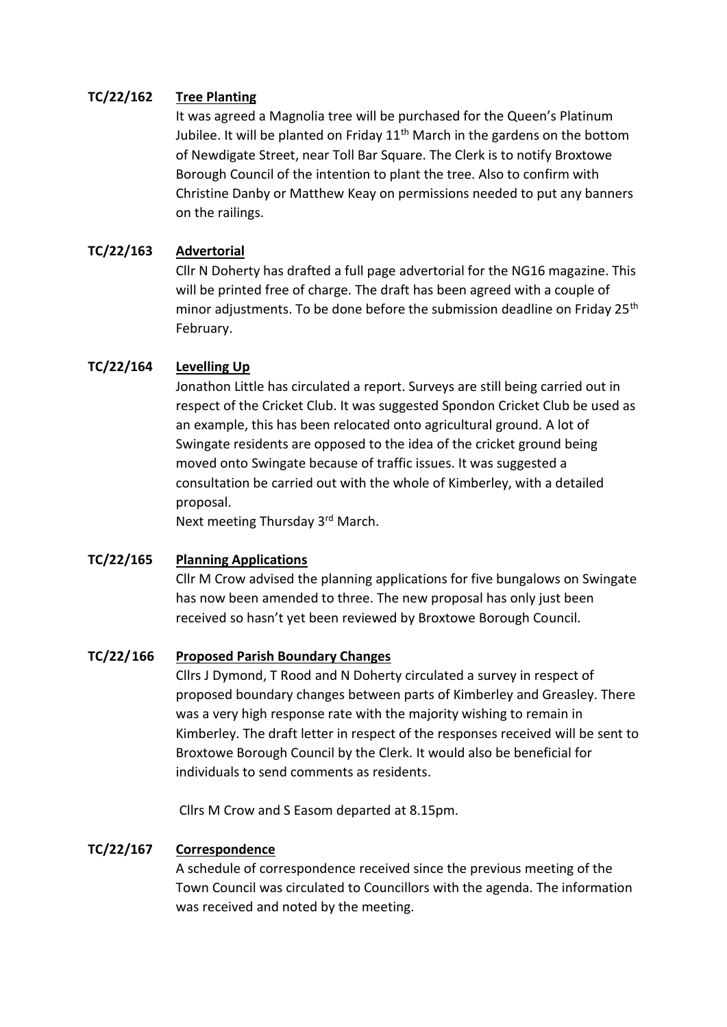**TC/22/162 Tree Planting**

It was agreed a Magnolia tree will be purchased for the Queen's Platinum Jubilee. It will be planted on Friday 11th March in the gardens on the bottom of Newdigate Street, near Toll Bar Square. The Clerk is to notify Broxtowe Borough Council of the intention to plant the tree. Also to confirm with Christine Danby or Matthew Keay on permissions needed to put any banners on the railings.

**TC/22/163 Advertorial**

Cllr N Doherty has drafted a full page advertorial for the NG16 magazine. This will be printed free of charge. The draft has been agreed with a couple of minor adjustments. To be done before the submission deadline on Friday 25th February.

**TC/22/164 Levelling Up**

Jonathon Little has circulated a report. Surveys are still being carried out in respect of the Cricket Club. It was suggested Spondon Cricket Club be used as an example, this has been relocated onto agricultural ground. A lot of Swingate residents are opposed to the idea of the cricket ground being moved onto Swingate because of traffic issues. It was suggested a consultation be carried out with the whole of Kimberley, with a detailed proposal.

Next meeting Thursday 3rd March.

**TC/22/165 Planning Applications**

Cllr M Crow advised the planning applications for five bungalows on Swingate has now been amended to three. The new proposal has only just been received so hasn't yet been reviewed by Broxtowe Borough Council.

**TC/22/166 Proposed Parish Boundary Changes**

Cllrs J Dymond, T Rood and N Doherty circulated a survey in respect of proposed boundary changes between parts of Kimberley and Greasley. There was a very high response rate with the majority wishing to remain in Kimberley. The draft letter in respect of the responses received will be sent to Broxtowe Borough Council by the Clerk. It would also be beneficial for individuals to send comments as residents.

Cllrs M Crow and S Easom departed at 8.15pm.

**TC/22/167 Correspondence**

A schedule of correspondence received since the previous meeting of the Town Council was circulated to Councillors with the agenda. The information was received and noted by the meeting.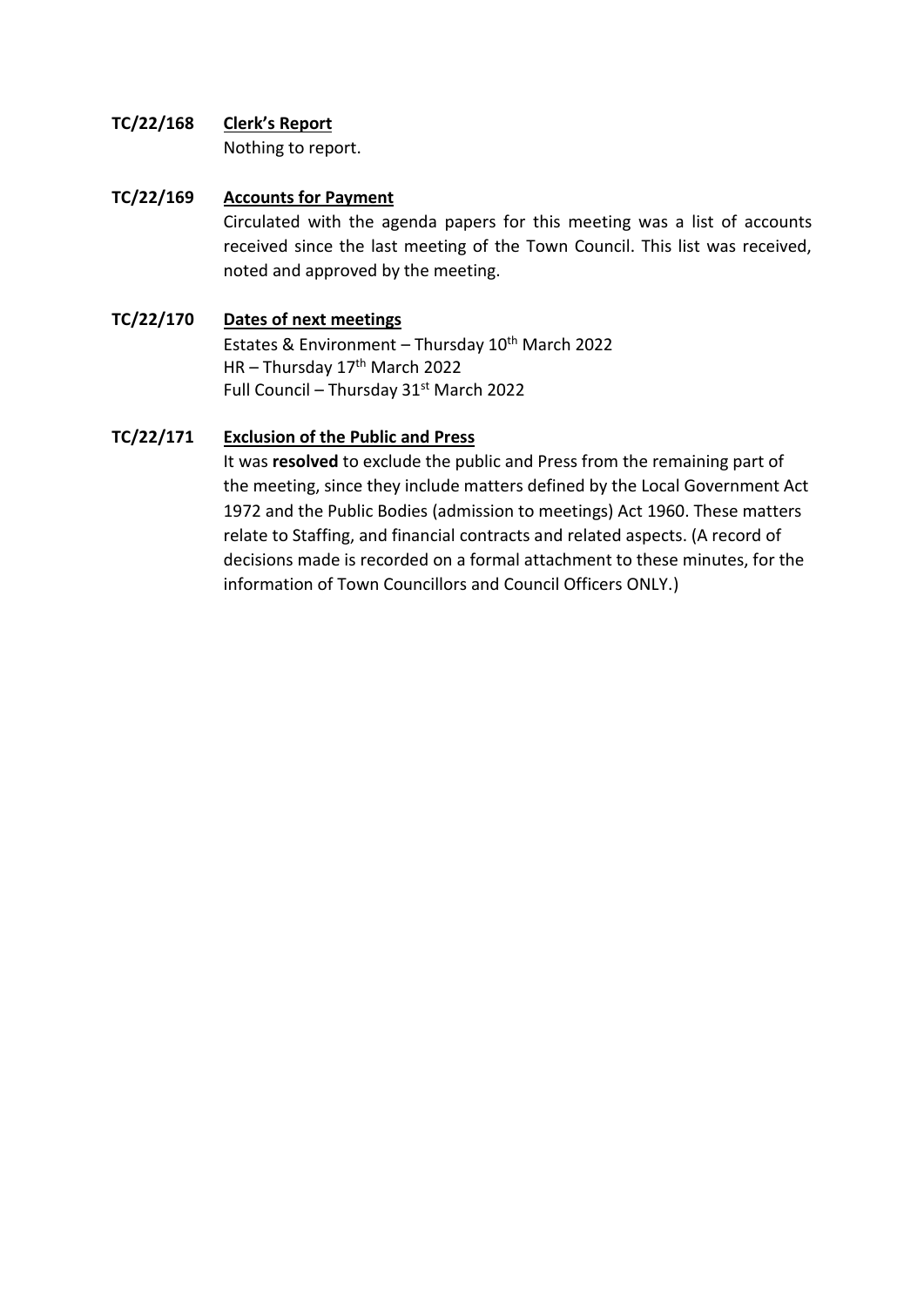**TC/22/168** **Clerk's Report**

Nothing to report.

**TC/22/169** **Accounts for Payment**

Circulated with the agenda papers for this meeting was a list of accounts received since the last meeting of the Town Council. This list was received, noted and approved by the meeting.

**TC/22/170** **Dates of next meetings**

Estates & Environment – Thursday 10th March 2022
HR – Thursday 17th March 2022
Full Council – Thursday 31st March 2022

**TC/22/171** **Exclusion of the Public and Press**

It was **resolved** to exclude the public and Press from the remaining part of the meeting, since they include matters defined by the Local Government Act 1972 and the Public Bodies (admission to meetings) Act 1960. These matters relate to Staffing, and financial contracts and related aspects. (A record of decisions made is recorded on a formal attachment to these minutes, for the information of Town Councillors and Council Officers ONLY.)